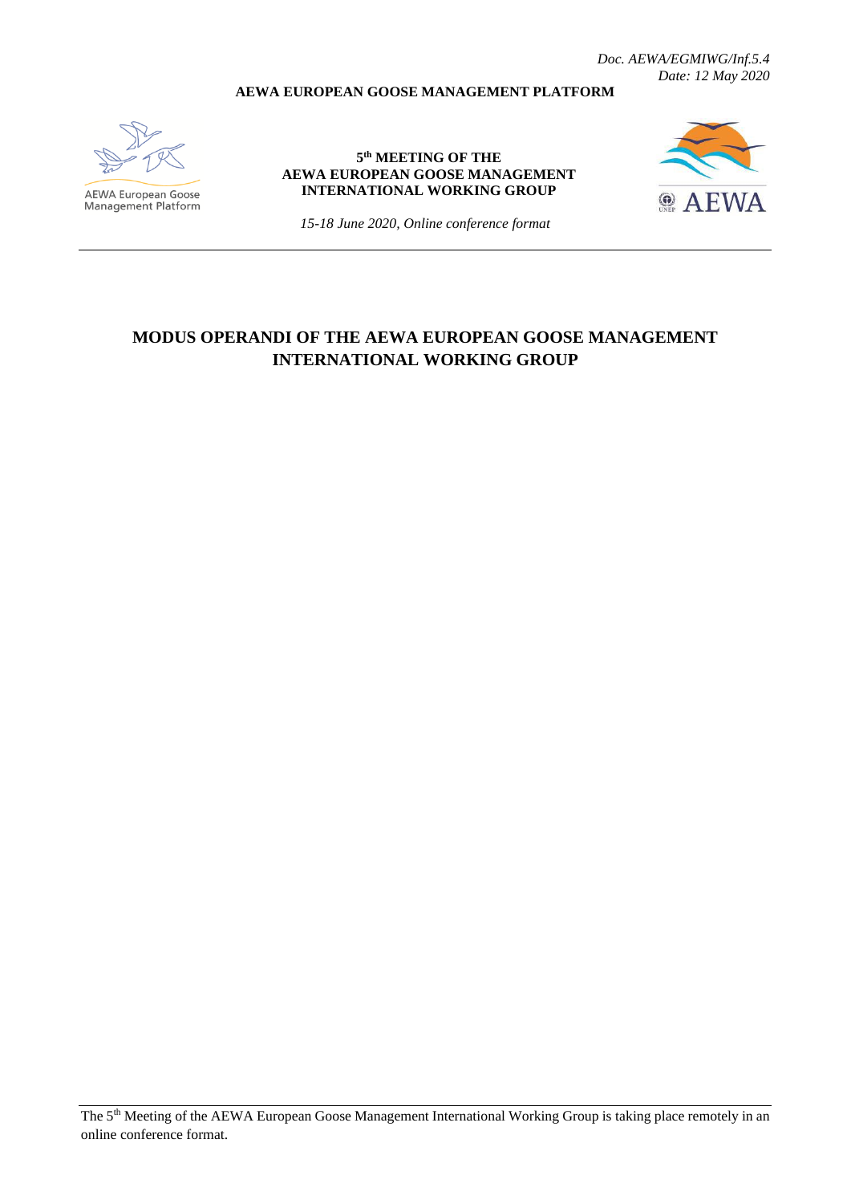*Doc. AEWA/EGMIWG/Inf.5.4*
*Date: 12 May 2020*

**AEWA EUROPEAN GOOSE MANAGEMENT PLATFORM**

AEWA European Goose Management Platform

**5th MEETING OF THE AEWA EUROPEAN GOOSE MANAGEMENT INTERNATIONAL WORKING GROUP**

*15-18 June 2020, Online conference format*

AEWA

# MODUS OPERANDI OF THE AEWA EUROPEAN GOOSE MANAGEMENT INTERNATIONAL WORKING GROUP

The 5th Meeting of the AEWA European Goose Management International Working Group is taking place remotely in an online conference format.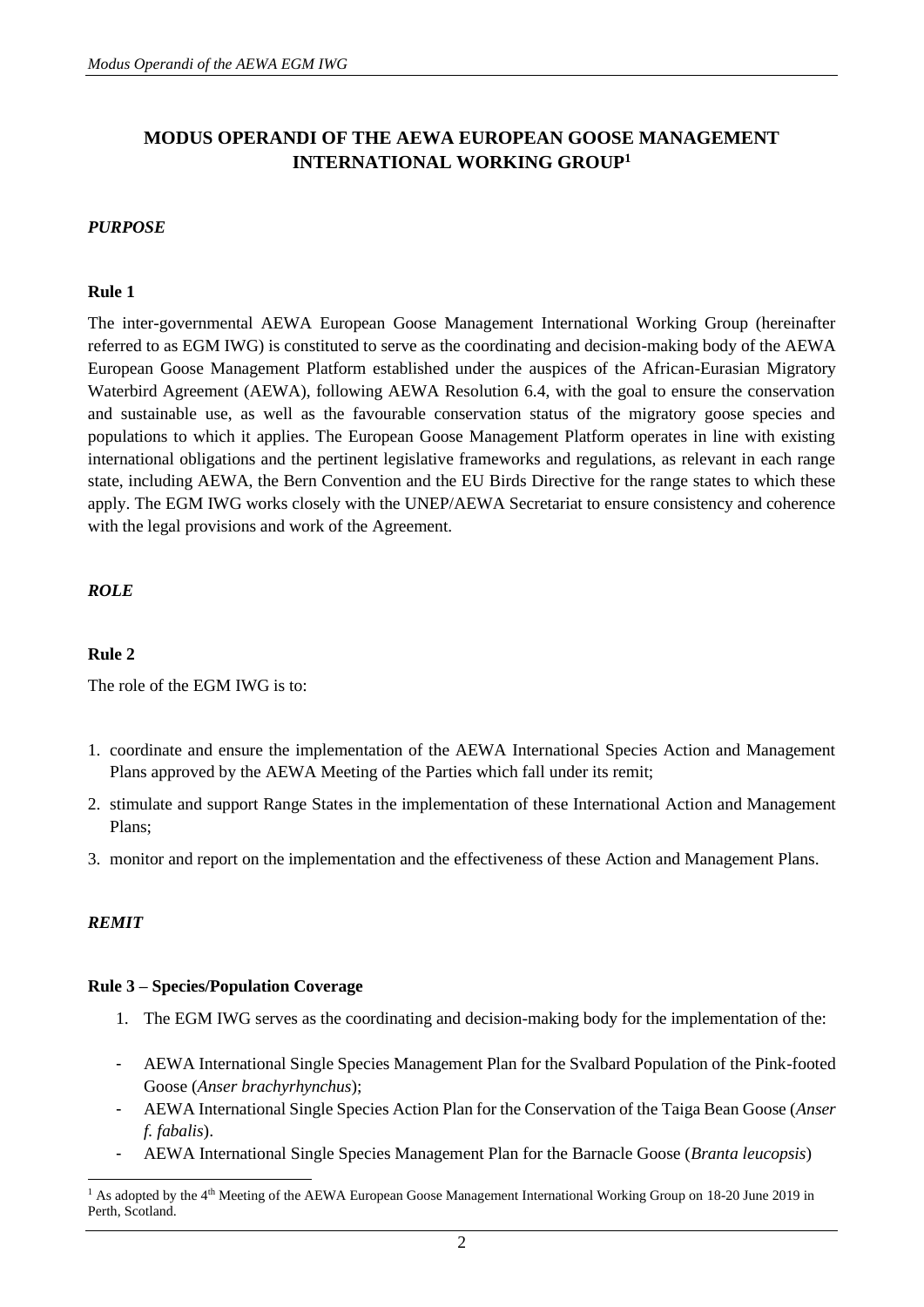# MODUS OPERANDI OF THE AEWA EUROPEAN GOOSE MANAGEMENT INTERNATIONAL WORKING GROUP[1]

### *PURPOSE*

**Rule 1**

The inter-governmental AEWA European Goose Management International Working Group (hereinafter referred to as EGM IWG) is constituted to serve as the coordinating and decision-making body of the AEWA European Goose Management Platform established under the auspices of the African-Eurasian Migratory Waterbird Agreement (AEWA), following AEWA Resolution 6.4, with the goal to ensure the conservation and sustainable use, as well as the favourable conservation status of the migratory goose species and populations to which it applies. The European Goose Management Platform operates in line with existing international obligations and the pertinent legislative frameworks and regulations, as relevant in each range state, including AEWA, the Bern Convention and the EU Birds Directive for the range states to which these apply. The EGM IWG works closely with the UNEP/AEWA Secretariat to ensure consistency and coherence with the legal provisions and work of the Agreement.

### *ROLE*

**Rule 2**

The role of the EGM IWG is to:

1. coordinate and ensure the implementation of the AEWA International Species Action and Management Plans approved by the AEWA Meeting of the Parties which fall under its remit;
2. stimulate and support Range States in the implementation of these International Action and Management Plans;
3. monitor and report on the implementation and the effectiveness of these Action and Management Plans.

### *REMIT*

**Rule 3 – Species/Population Coverage**

1. The EGM IWG serves as the coordinating and decision-making body for the implementation of the:

- AEWA International Single Species Management Plan for the Svalbard Population of the Pink-footed Goose (*Anser brachyrhynchus*);
- AEWA International Single Species Action Plan for the Conservation of the Taiga Bean Goose (*Anser f. fabalis*).
- AEWA International Single Species Management Plan for the Barnacle Goose (*Branta leucopsis*)

[1] As adopted by the 4th Meeting of the AEWA European Goose Management International Working Group on 18-20 June 2019 in Perth, Scotland.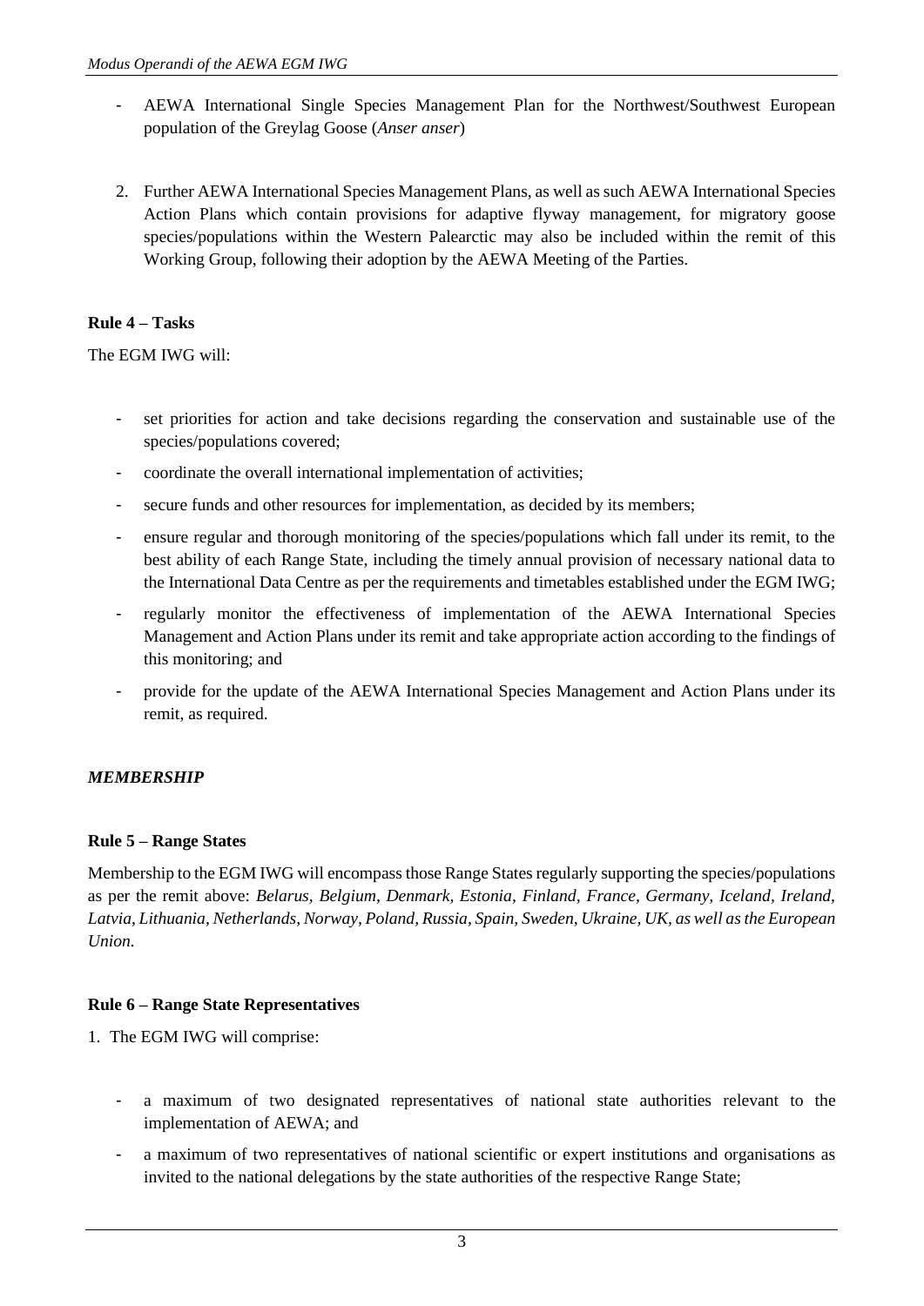- AEWA International Single Species Management Plan for the Northwest/Southwest European population of the Greylag Goose (*Anser anser*)

2. Further AEWA International Species Management Plans, as well as such AEWA International Species Action Plans which contain provisions for adaptive flyway management, for migratory goose species/populations within the Western Palearctic may also be included within the remit of this Working Group, following their adoption by the AEWA Meeting of the Parties.

**Rule 4 – Tasks**

The EGM IWG will:

- set priorities for action and take decisions regarding the conservation and sustainable use of the species/populations covered;
- coordinate the overall international implementation of activities;
- secure funds and other resources for implementation, as decided by its members;
- ensure regular and thorough monitoring of the species/populations which fall under its remit, to the best ability of each Range State, including the timely annual provision of necessary national data to the International Data Centre as per the requirements and timetables established under the EGM IWG;
- regularly monitor the effectiveness of implementation of the AEWA International Species Management and Action Plans under its remit and take appropriate action according to the findings of this monitoring; and
- provide for the update of the AEWA International Species Management and Action Plans under its remit, as required.

***MEMBERSHIP***

**Rule 5 – Range States**

Membership to the EGM IWG will encompass those Range States regularly supporting the species/populations as per the remit above: *Belarus, Belgium, Denmark, Estonia, Finland, France, Germany, Iceland, Ireland, Latvia, Lithuania, Netherlands, Norway, Poland, Russia, Spain, Sweden, Ukraine, UK, as well as the European Union.*

**Rule 6 – Range State Representatives**

1. The EGM IWG will comprise:

- a maximum of two designated representatives of national state authorities relevant to the implementation of AEWA; and
- a maximum of two representatives of national scientific or expert institutions and organisations as invited to the national delegations by the state authorities of the respective Range State;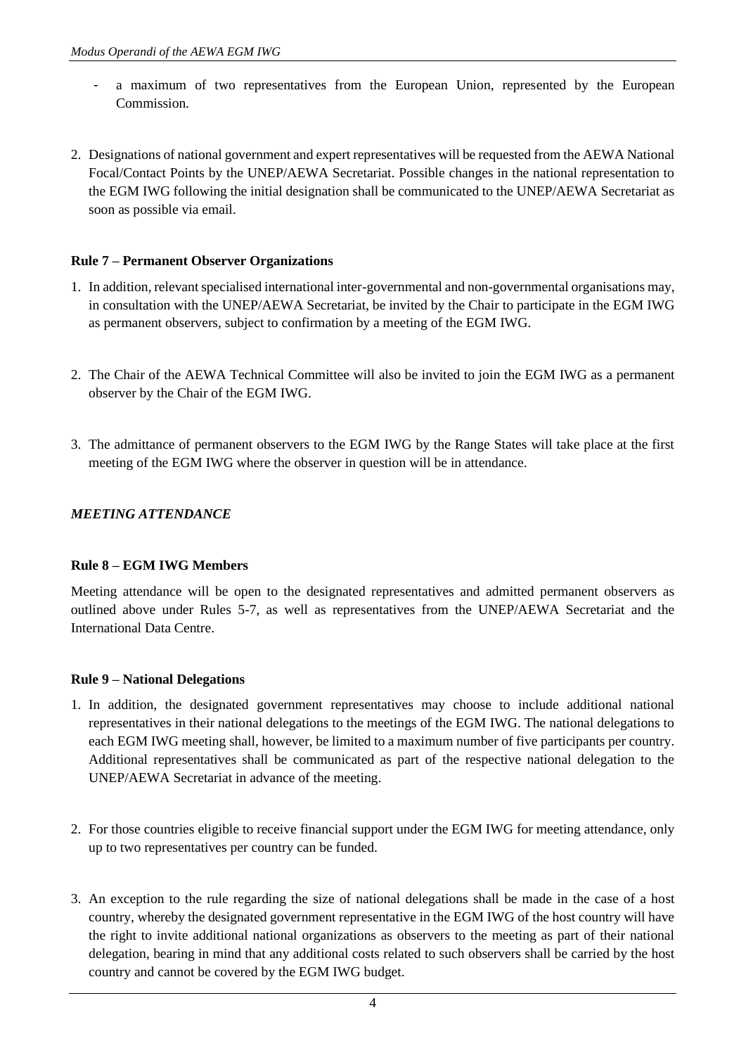- a maximum of two representatives from the European Union, represented by the European Commission.

2. Designations of national government and expert representatives will be requested from the AEWA National Focal/Contact Points by the UNEP/AEWA Secretariat. Possible changes in the national representation to the EGM IWG following the initial designation shall be communicated to the UNEP/AEWA Secretariat as soon as possible via email.

**Rule 7 – Permanent Observer Organizations**

1. In addition, relevant specialised international inter-governmental and non-governmental organisations may, in consultation with the UNEP/AEWA Secretariat, be invited by the Chair to participate in the EGM IWG as permanent observers, subject to confirmation by a meeting of the EGM IWG.

2. The Chair of the AEWA Technical Committee will also be invited to join the EGM IWG as a permanent observer by the Chair of the EGM IWG.

3. The admittance of permanent observers to the EGM IWG by the Range States will take place at the first meeting of the EGM IWG where the observer in question will be in attendance.

***MEETING ATTENDANCE***

**Rule 8 – EGM IWG Members**

Meeting attendance will be open to the designated representatives and admitted permanent observers as outlined above under Rules 5-7, as well as representatives from the UNEP/AEWA Secretariat and the International Data Centre.

**Rule 9 – National Delegations**

1. In addition, the designated government representatives may choose to include additional national representatives in their national delegations to the meetings of the EGM IWG. The national delegations to each EGM IWG meeting shall, however, be limited to a maximum number of five participants per country. Additional representatives shall be communicated as part of the respective national delegation to the UNEP/AEWA Secretariat in advance of the meeting.

2. For those countries eligible to receive financial support under the EGM IWG for meeting attendance, only up to two representatives per country can be funded.

3. An exception to the rule regarding the size of national delegations shall be made in the case of a host country, whereby the designated government representative in the EGM IWG of the host country will have the right to invite additional national organizations as observers to the meeting as part of their national delegation, bearing in mind that any additional costs related to such observers shall be carried by the host country and cannot be covered by the EGM IWG budget.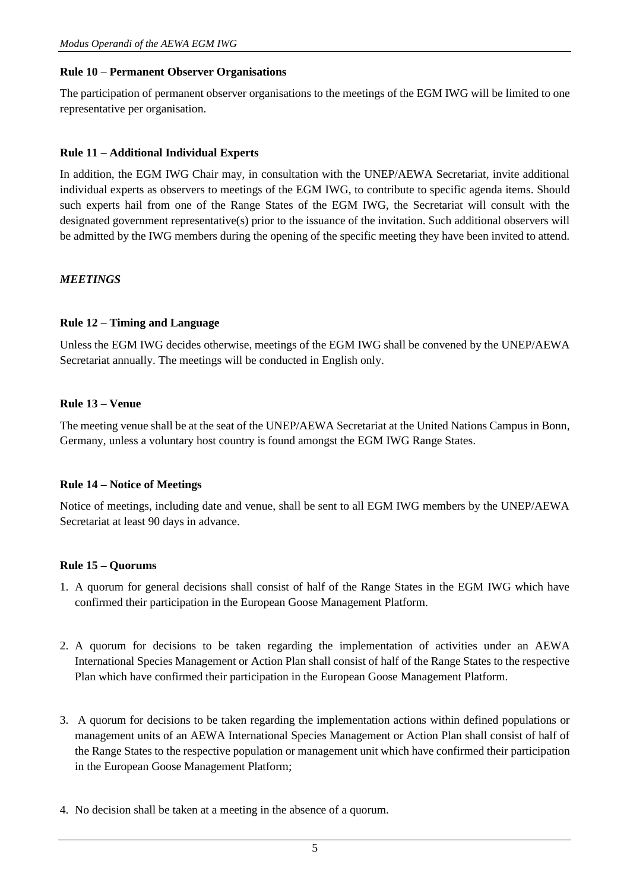**Rule 10 – Permanent Observer Organisations**

The participation of permanent observer organisations to the meetings of the EGM IWG will be limited to one representative per organisation.

**Rule 11 – Additional Individual Experts**

In addition, the EGM IWG Chair may, in consultation with the UNEP/AEWA Secretariat, invite additional individual experts as observers to meetings of the EGM IWG, to contribute to specific agenda items. Should such experts hail from one of the Range States of the EGM IWG, the Secretariat will consult with the designated government representative(s) prior to the issuance of the invitation. Such additional observers will be admitted by the IWG members during the opening of the specific meeting they have been invited to attend.

***MEETINGS***

**Rule 12 – Timing and Language**

Unless the EGM IWG decides otherwise, meetings of the EGM IWG shall be convened by the UNEP/AEWA Secretariat annually. The meetings will be conducted in English only.

**Rule 13 – Venue**

The meeting venue shall be at the seat of the UNEP/AEWA Secretariat at the United Nations Campus in Bonn, Germany, unless a voluntary host country is found amongst the EGM IWG Range States.

**Rule 14 – Notice of Meetings**

Notice of meetings, including date and venue, shall be sent to all EGM IWG members by the UNEP/AEWA Secretariat at least 90 days in advance.

**Rule 15 – Quorums**

1. A quorum for general decisions shall consist of half of the Range States in the EGM IWG which have confirmed their participation in the European Goose Management Platform.

2. A quorum for decisions to be taken regarding the implementation of activities under an AEWA International Species Management or Action Plan shall consist of half of the Range States to the respective Plan which have confirmed their participation in the European Goose Management Platform.

3. A quorum for decisions to be taken regarding the implementation actions within defined populations or management units of an AEWA International Species Management or Action Plan shall consist of half of the Range States to the respective population or management unit which have confirmed their participation in the European Goose Management Platform;

4. No decision shall be taken at a meeting in the absence of a quorum.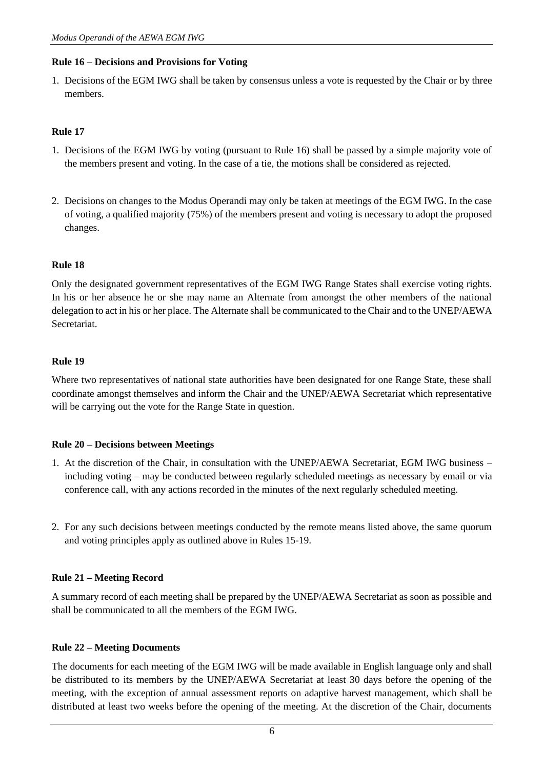### Rule 16 – Decisions and Provisions for Voting

1. Decisions of the EGM IWG shall be taken by consensus unless a vote is requested by the Chair or by three members.

### Rule 17

1. Decisions of the EGM IWG by voting (pursuant to Rule 16) shall be passed by a simple majority vote of the members present and voting. In the case of a tie, the motions shall be considered as rejected.

2. Decisions on changes to the Modus Operandi may only be taken at meetings of the EGM IWG. In the case of voting, a qualified majority (75%) of the members present and voting is necessary to adopt the proposed changes.

### Rule 18

Only the designated government representatives of the EGM IWG Range States shall exercise voting rights. In his or her absence he or she may name an Alternate from amongst the other members of the national delegation to act in his or her place. The Alternate shall be communicated to the Chair and to the UNEP/AEWA Secretariat.

### Rule 19

Where two representatives of national state authorities have been designated for one Range State, these shall coordinate amongst themselves and inform the Chair and the UNEP/AEWA Secretariat which representative will be carrying out the vote for the Range State in question.

### Rule 20 – Decisions between Meetings

1. At the discretion of the Chair, in consultation with the UNEP/AEWA Secretariat, EGM IWG business – including voting – may be conducted between regularly scheduled meetings as necessary by email or via conference call, with any actions recorded in the minutes of the next regularly scheduled meeting.

2. For any such decisions between meetings conducted by the remote means listed above, the same quorum and voting principles apply as outlined above in Rules 15-19.

### Rule 21 – Meeting Record

A summary record of each meeting shall be prepared by the UNEP/AEWA Secretariat as soon as possible and shall be communicated to all the members of the EGM IWG.

### Rule 22 – Meeting Documents

The documents for each meeting of the EGM IWG will be made available in English language only and shall be distributed to its members by the UNEP/AEWA Secretariat at least 30 days before the opening of the meeting, with the exception of annual assessment reports on adaptive harvest management, which shall be distributed at least two weeks before the opening of the meeting. At the discretion of the Chair, documents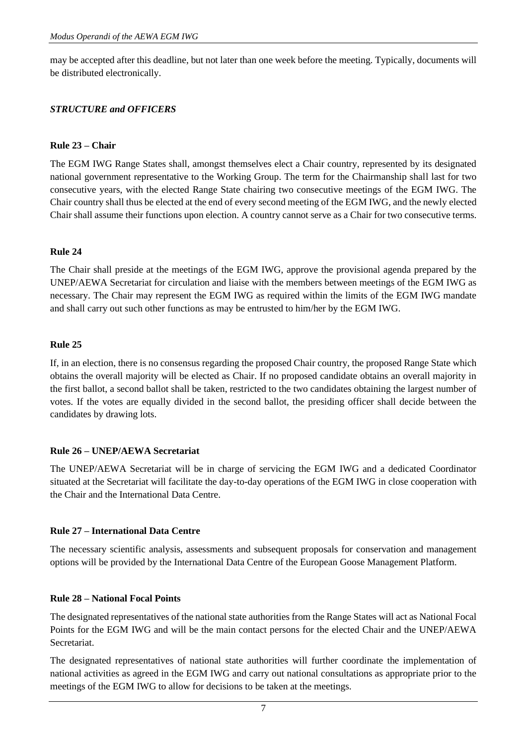may be accepted after this deadline, but not later than one week before the meeting. Typically, documents will be distributed electronically.

***STRUCTURE and OFFICERS***

**Rule 23 – Chair**

The EGM IWG Range States shall, amongst themselves elect a Chair country, represented by its designated national government representative to the Working Group. The term for the Chairmanship shall last for two consecutive years, with the elected Range State chairing two consecutive meetings of the EGM IWG. The Chair country shall thus be elected at the end of every second meeting of the EGM IWG, and the newly elected Chair shall assume their functions upon election. A country cannot serve as a Chair for two consecutive terms.

**Rule 24**

The Chair shall preside at the meetings of the EGM IWG, approve the provisional agenda prepared by the UNEP/AEWA Secretariat for circulation and liaise with the members between meetings of the EGM IWG as necessary. The Chair may represent the EGM IWG as required within the limits of the EGM IWG mandate and shall carry out such other functions as may be entrusted to him/her by the EGM IWG.

**Rule 25**

If, in an election, there is no consensus regarding the proposed Chair country, the proposed Range State which obtains the overall majority will be elected as Chair. If no proposed candidate obtains an overall majority in the first ballot, a second ballot shall be taken, restricted to the two candidates obtaining the largest number of votes. If the votes are equally divided in the second ballot, the presiding officer shall decide between the candidates by drawing lots.

**Rule 26 – UNEP/AEWA Secretariat**

The UNEP/AEWA Secretariat will be in charge of servicing the EGM IWG and a dedicated Coordinator situated at the Secretariat will facilitate the day-to-day operations of the EGM IWG in close cooperation with the Chair and the International Data Centre.

**Rule 27 – International Data Centre**

The necessary scientific analysis, assessments and subsequent proposals for conservation and management options will be provided by the International Data Centre of the European Goose Management Platform.

**Rule 28 – National Focal Points**

The designated representatives of the national state authorities from the Range States will act as National Focal Points for the EGM IWG and will be the main contact persons for the elected Chair and the UNEP/AEWA Secretariat.

The designated representatives of national state authorities will further coordinate the implementation of national activities as agreed in the EGM IWG and carry out national consultations as appropriate prior to the meetings of the EGM IWG to allow for decisions to be taken at the meetings.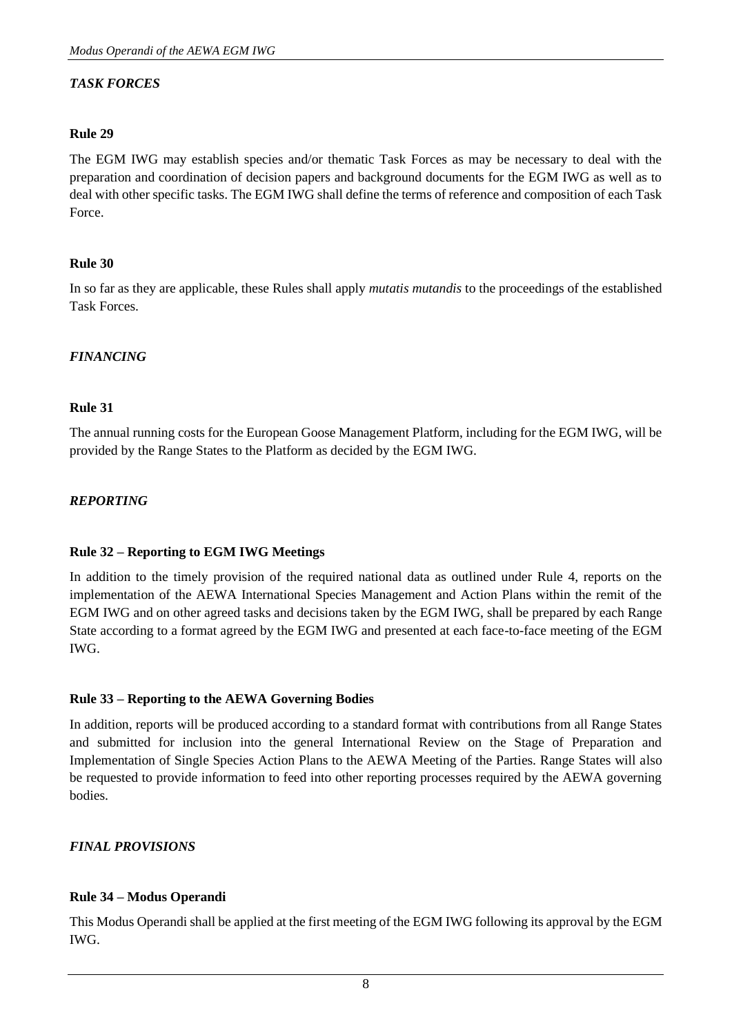## *TASK FORCES*

### Rule 29

The EGM IWG may establish species and/or thematic Task Forces as may be necessary to deal with the preparation and coordination of decision papers and background documents for the EGM IWG as well as to deal with other specific tasks. The EGM IWG shall define the terms of reference and composition of each Task Force.

### Rule 30

In so far as they are applicable, these Rules shall apply *mutatis mutandis* to the proceedings of the established Task Forces.

## *FINANCING*

### Rule 31

The annual running costs for the European Goose Management Platform, including for the EGM IWG, will be provided by the Range States to the Platform as decided by the EGM IWG.

## *REPORTING*

### Rule 32 – Reporting to EGM IWG Meetings

In addition to the timely provision of the required national data as outlined under Rule 4, reports on the implementation of the AEWA International Species Management and Action Plans within the remit of the EGM IWG and on other agreed tasks and decisions taken by the EGM IWG, shall be prepared by each Range State according to a format agreed by the EGM IWG and presented at each face-to-face meeting of the EGM IWG.

### Rule 33 – Reporting to the AEWA Governing Bodies

In addition, reports will be produced according to a standard format with contributions from all Range States and submitted for inclusion into the general International Review on the Stage of Preparation and Implementation of Single Species Action Plans to the AEWA Meeting of the Parties. Range States will also be requested to provide information to feed into other reporting processes required by the AEWA governing bodies.

## *FINAL PROVISIONS*

### Rule 34 – Modus Operandi

This Modus Operandi shall be applied at the first meeting of the EGM IWG following its approval by the EGM IWG.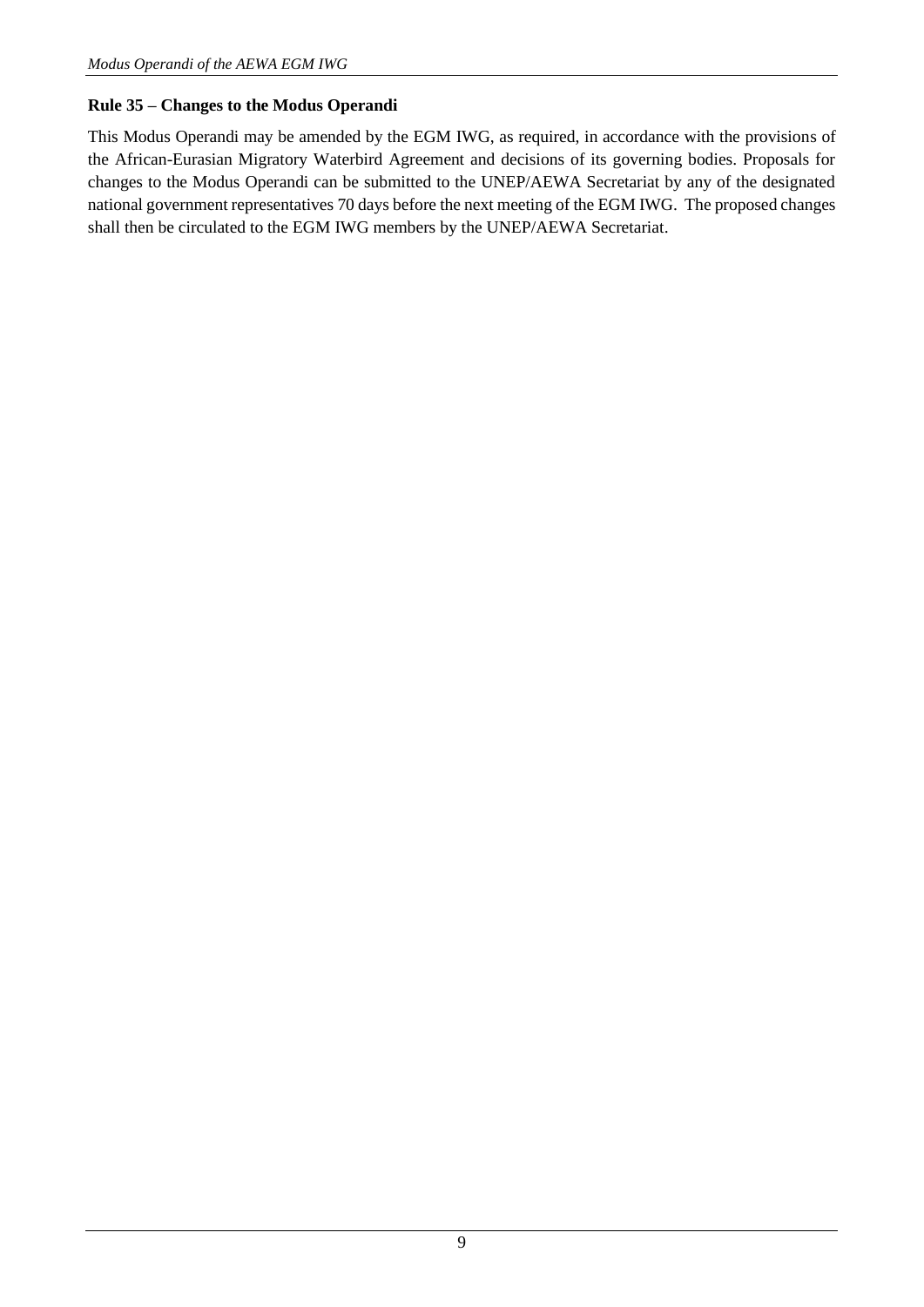**Rule 35 – Changes to the Modus Operandi**

This Modus Operandi may be amended by the EGM IWG, as required, in accordance with the provisions of the African-Eurasian Migratory Waterbird Agreement and decisions of its governing bodies. Proposals for changes to the Modus Operandi can be submitted to the UNEP/AEWA Secretariat by any of the designated national government representatives 70 days before the next meeting of the EGM IWG. The proposed changes shall then be circulated to the EGM IWG members by the UNEP/AEWA Secretariat.